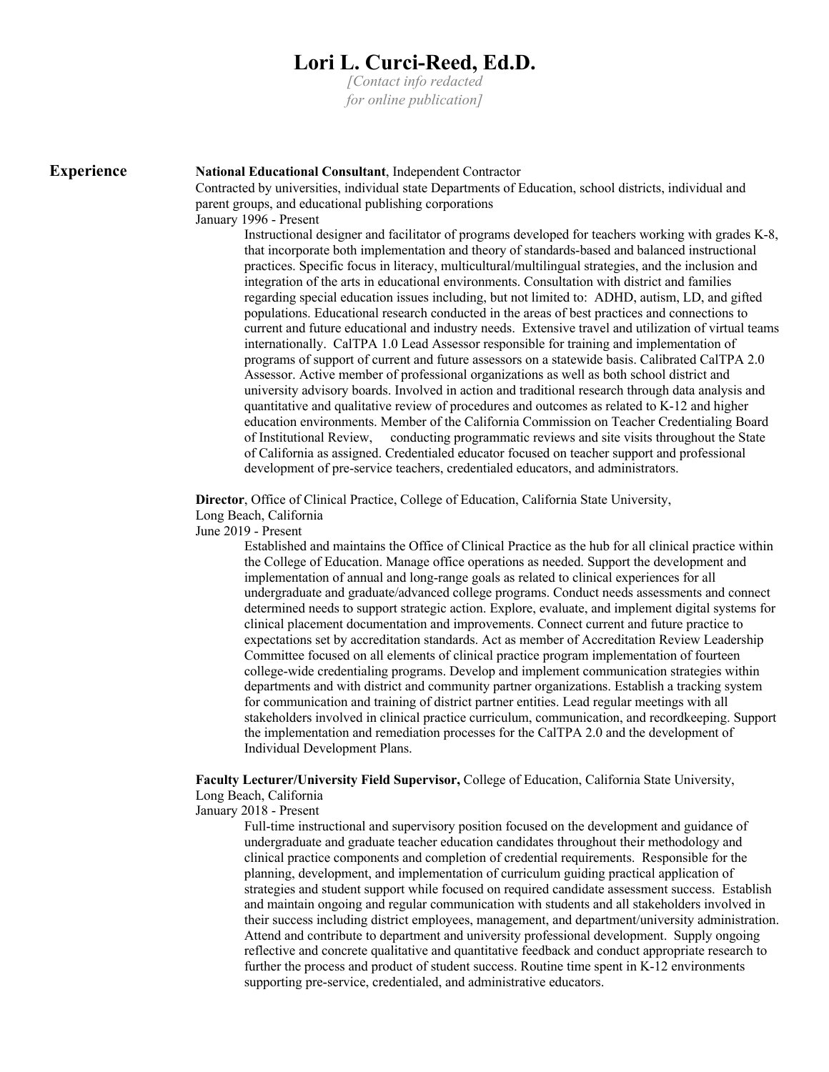# Lori L. Curci-Reed, Ed.D.

*[Contact info redacted for online publication]*

## Experience

**National Educational Consultant**, Independent Contractor
Contracted by universities, individual state Departments of Education, school districts, individual and parent groups, and educational publishing corporations
January 1996 - Present

Instructional designer and facilitator of programs developed for teachers working with grades K-8, that incorporate both implementation and theory of standards-based and balanced instructional practices. Specific focus in literacy, multicultural/multilingual strategies, and the inclusion and integration of the arts in educational environments. Consultation with district and families regarding special education issues including, but not limited to: ADHD, autism, LD, and gifted populations. Educational research conducted in the areas of best practices and connections to current and future educational and industry needs. Extensive travel and utilization of virtual teams internationally. CalTPA 1.0 Lead Assessor responsible for training and implementation of programs of support of current and future assessors on a statewide basis. Calibrated CalTPA 2.0 Assessor. Active member of professional organizations as well as both school district and university advisory boards. Involved in action and traditional research through data analysis and quantitative and qualitative review of procedures and outcomes as related to K-12 and higher education environments. Member of the California Commission on Teacher Credentialing Board of Institutional Review, conducting programmatic reviews and site visits throughout the State of California as assigned. Credentialed educator focused on teacher support and professional development of pre-service teachers, credentialed educators, and administrators.

**Director**, Office of Clinical Practice, College of Education, California State University, Long Beach, California
June 2019 - Present

Established and maintains the Office of Clinical Practice as the hub for all clinical practice within the College of Education. Manage office operations as needed. Support the development and implementation of annual and long-range goals as related to clinical experiences for all undergraduate and graduate/advanced college programs. Conduct needs assessments and connect determined needs to support strategic action. Explore, evaluate, and implement digital systems for clinical placement documentation and improvements. Connect current and future practice to expectations set by accreditation standards. Act as member of Accreditation Review Leadership Committee focused on all elements of clinical practice program implementation of fourteen college-wide credentialing programs. Develop and implement communication strategies within departments and with district and community partner organizations. Establish a tracking system for communication and training of district partner entities. Lead regular meetings with all stakeholders involved in clinical practice curriculum, communication, and recordkeeping. Support the implementation and remediation processes for the CalTPA 2.0 and the development of Individual Development Plans.

**Faculty Lecturer/University Field Supervisor,** College of Education, California State University, Long Beach, California
January 2018 - Present

Full-time instructional and supervisory position focused on the development and guidance of undergraduate and graduate teacher education candidates throughout their methodology and clinical practice components and completion of credential requirements. Responsible for the planning, development, and implementation of curriculum guiding practical application of strategies and student support while focused on required candidate assessment success. Establish and maintain ongoing and regular communication with students and all stakeholders involved in their success including district employees, management, and department/university administration. Attend and contribute to department and university professional development. Supply ongoing reflective and concrete qualitative and quantitative feedback and conduct appropriate research to further the process and product of student success. Routine time spent in K-12 environments supporting pre-service, credentialed, and administrative educators.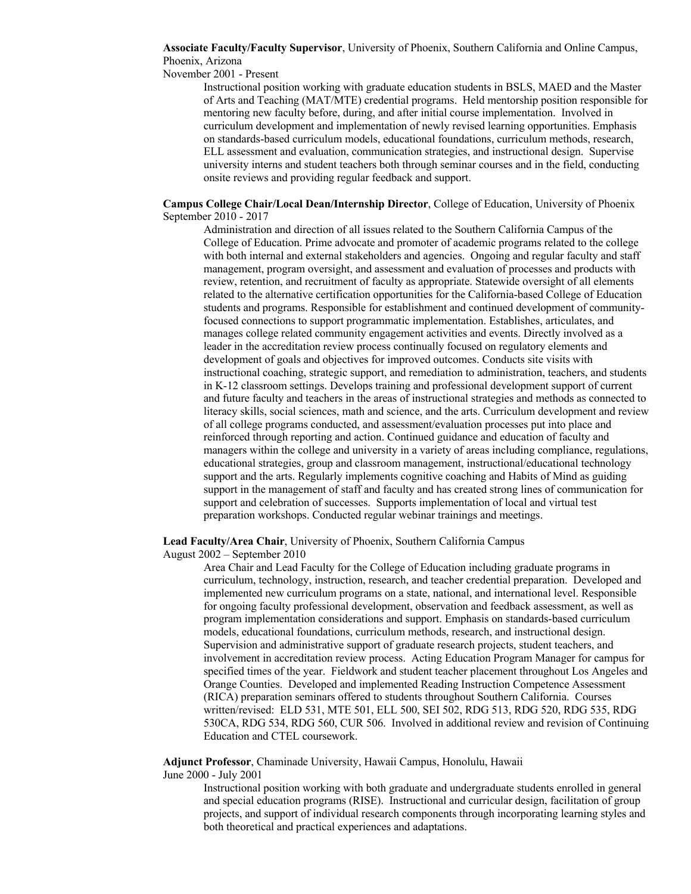**Associate Faculty/Faculty Supervisor**, University of Phoenix, Southern California and Online Campus, Phoenix, Arizona
November 2001 - Present

Instructional position working with graduate education students in BSLS, MAED and the Master of Arts and Teaching (MAT/MTE) credential programs. Held mentorship position responsible for mentoring new faculty before, during, and after initial course implementation. Involved in curriculum development and implementation of newly revised learning opportunities. Emphasis on standards-based curriculum models, educational foundations, curriculum methods, research, ELL assessment and evaluation, communication strategies, and instructional design. Supervise university interns and student teachers both through seminar courses and in the field, conducting onsite reviews and providing regular feedback and support.

**Campus College Chair/Local Dean/Internship Director**, College of Education, University of Phoenix
September 2010 - 2017

Administration and direction of all issues related to the Southern California Campus of the College of Education. Prime advocate and promoter of academic programs related to the college with both internal and external stakeholders and agencies. Ongoing and regular faculty and staff management, program oversight, and assessment and evaluation of processes and products with review, retention, and recruitment of faculty as appropriate. Statewide oversight of all elements related to the alternative certification opportunities for the California-based College of Education students and programs. Responsible for establishment and continued development of community-focused connections to support programmatic implementation. Establishes, articulates, and manages college related community engagement activities and events. Directly involved as a leader in the accreditation review process continually focused on regulatory elements and development of goals and objectives for improved outcomes. Conducts site visits with instructional coaching, strategic support, and remediation to administration, teachers, and students in K-12 classroom settings. Develops training and professional development support of current and future faculty and teachers in the areas of instructional strategies and methods as connected to literacy skills, social sciences, math and science, and the arts. Curriculum development and review of all college programs conducted, and assessment/evaluation processes put into place and reinforced through reporting and action. Continued guidance and education of faculty and managers within the college and university in a variety of areas including compliance, regulations, educational strategies, group and classroom management, instructional/educational technology support and the arts. Regularly implements cognitive coaching and Habits of Mind as guiding support in the management of staff and faculty and has created strong lines of communication for support and celebration of successes. Supports implementation of local and virtual test preparation workshops. Conducted regular webinar trainings and meetings.

**Lead Faculty/Area Chair**, University of Phoenix, Southern California Campus
August 2002 – September 2010

Area Chair and Lead Faculty for the College of Education including graduate programs in curriculum, technology, instruction, research, and teacher credential preparation. Developed and implemented new curriculum programs on a state, national, and international level. Responsible for ongoing faculty professional development, observation and feedback assessment, as well as program implementation considerations and support. Emphasis on standards-based curriculum models, educational foundations, curriculum methods, research, and instructional design. Supervision and administrative support of graduate research projects, student teachers, and involvement in accreditation review process. Acting Education Program Manager for campus for specified times of the year. Fieldwork and student teacher placement throughout Los Angeles and Orange Counties. Developed and implemented Reading Instruction Competence Assessment (RICA) preparation seminars offered to students throughout Southern California. Courses written/revised: ELD 531, MTE 501, ELL 500, SEI 502, RDG 513, RDG 520, RDG 535, RDG 530CA, RDG 534, RDG 560, CUR 506. Involved in additional review and revision of Continuing Education and CTEL coursework.

**Adjunct Professor**, Chaminade University, Hawaii Campus, Honolulu, Hawaii
June 2000 - July 2001

Instructional position working with both graduate and undergraduate students enrolled in general and special education programs (RISE). Instructional and curricular design, facilitation of group projects, and support of individual research components through incorporating learning styles and both theoretical and practical experiences and adaptations.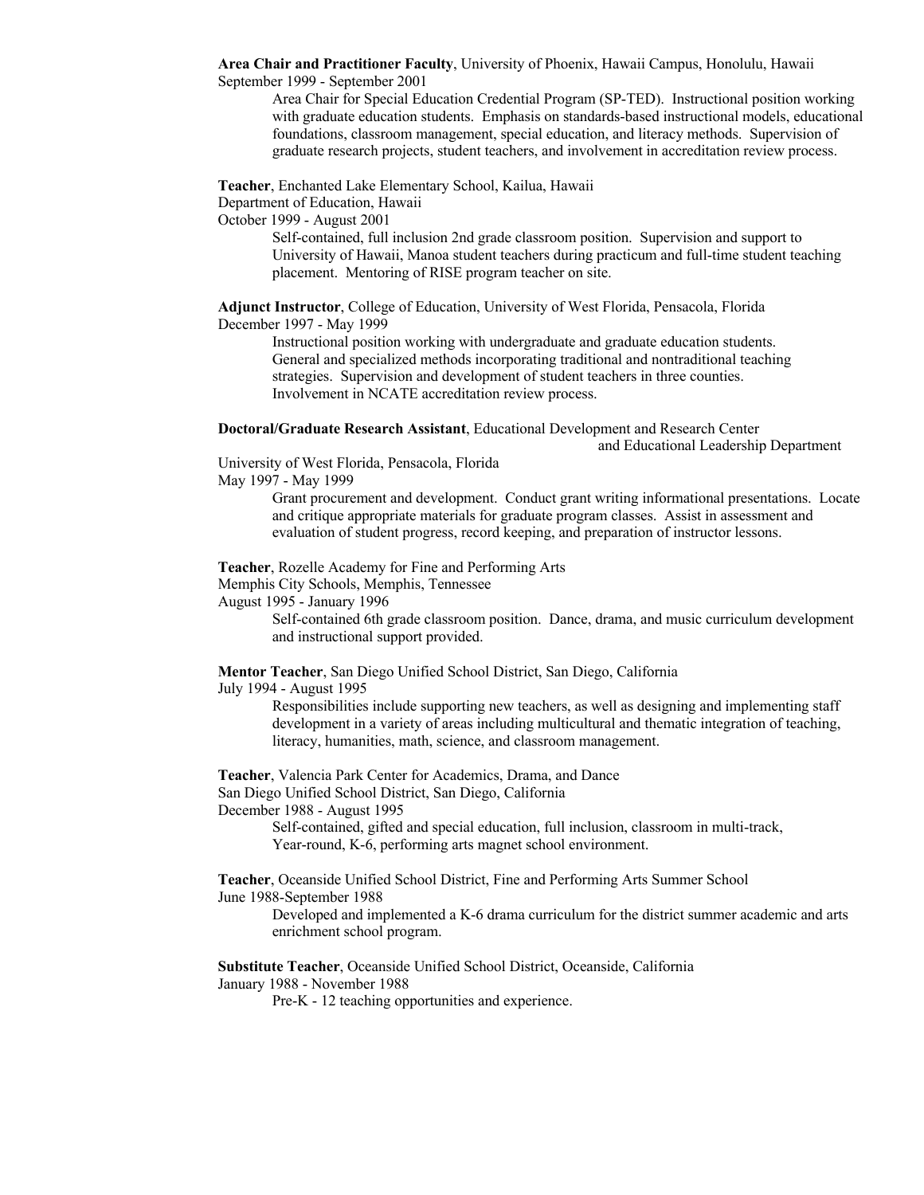**Area Chair and Practitioner Faculty**, University of Phoenix, Hawaii Campus, Honolulu, Hawaii
September 1999 - September 2001

Area Chair for Special Education Credential Program (SP-TED). Instructional position working with graduate education students. Emphasis on standards-based instructional models, educational foundations, classroom management, special education, and literacy methods. Supervision of graduate research projects, student teachers, and involvement in accreditation review process.

**Teacher**, Enchanted Lake Elementary School, Kailua, Hawaii
Department of Education, Hawaii
October 1999 - August 2001

Self-contained, full inclusion 2nd grade classroom position. Supervision and support to University of Hawaii, Manoa student teachers during practicum and full-time student teaching placement. Mentoring of RISE program teacher on site.

**Adjunct Instructor**, College of Education, University of West Florida, Pensacola, Florida
December 1997 - May 1999

Instructional position working with undergraduate and graduate education students. General and specialized methods incorporating traditional and nontraditional teaching strategies. Supervision and development of student teachers in three counties. Involvement in NCATE accreditation review process.

**Doctoral/Graduate Research Assistant**, Educational Development and Research Center and Educational Leadership Department
University of West Florida, Pensacola, Florida
May 1997 - May 1999

Grant procurement and development. Conduct grant writing informational presentations. Locate and critique appropriate materials for graduate program classes. Assist in assessment and evaluation of student progress, record keeping, and preparation of instructor lessons.

**Teacher**, Rozelle Academy for Fine and Performing Arts
Memphis City Schools, Memphis, Tennessee
August 1995 - January 1996

Self-contained 6th grade classroom position. Dance, drama, and music curriculum development and instructional support provided.

**Mentor Teacher**, San Diego Unified School District, San Diego, California
July 1994 - August 1995

Responsibilities include supporting new teachers, as well as designing and implementing staff development in a variety of areas including multicultural and thematic integration of teaching, literacy, humanities, math, science, and classroom management.

**Teacher**, Valencia Park Center for Academics, Drama, and Dance
San Diego Unified School District, San Diego, California
December 1988 - August 1995

Self-contained, gifted and special education, full inclusion, classroom in multi-track, Year-round, K-6, performing arts magnet school environment.

**Teacher**, Oceanside Unified School District, Fine and Performing Arts Summer School
June 1988-September 1988

Developed and implemented a K-6 drama curriculum for the district summer academic and arts enrichment school program.

**Substitute Teacher**, Oceanside Unified School District, Oceanside, California
January 1988 - November 1988

Pre-K - 12 teaching opportunities and experience.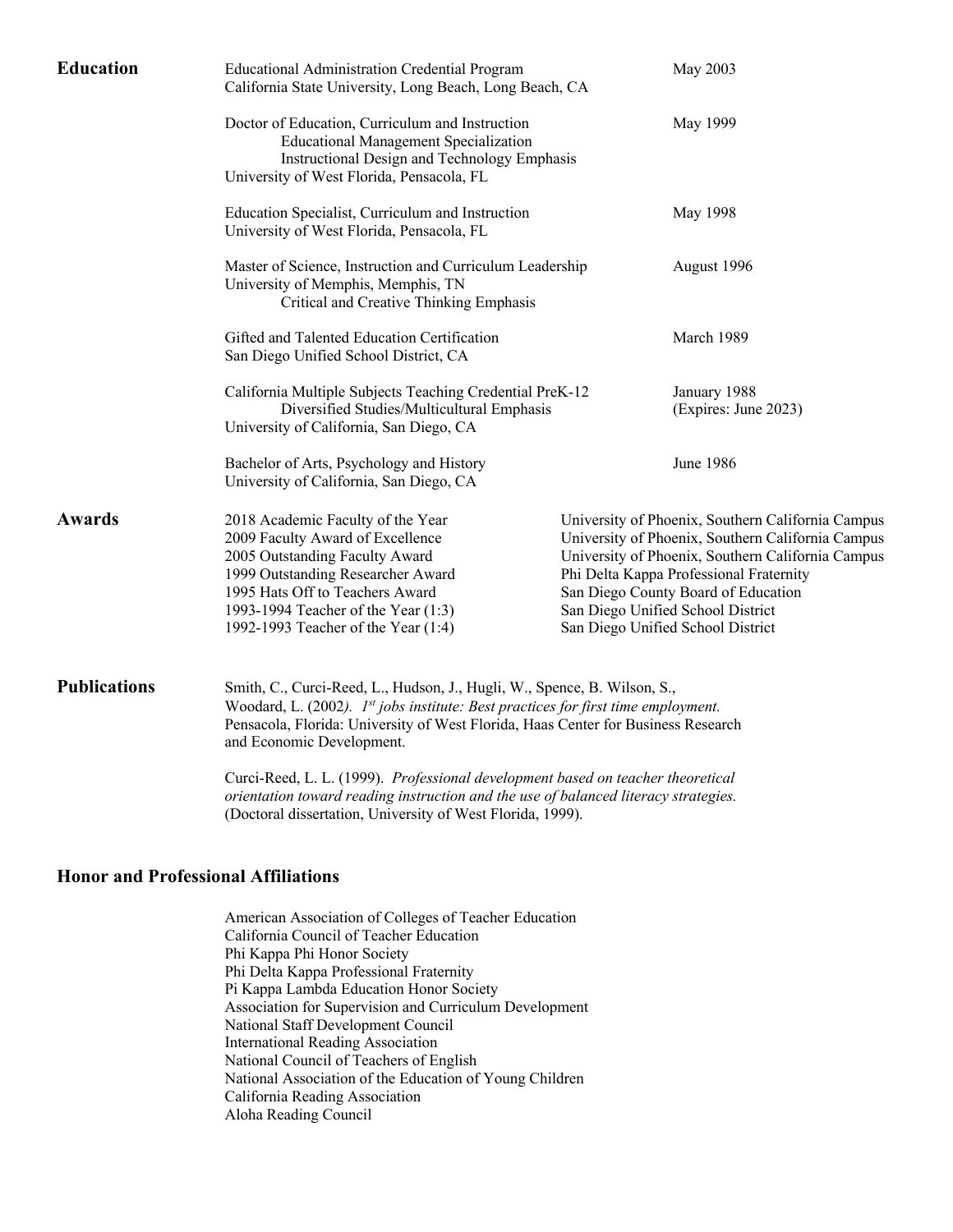## Education

Educational Administration Credential Program — May 2003
California State University, Long Beach, Long Beach, CA

Doctor of Education, Curriculum and Instruction — May 1999
Educational Management Specialization
Instructional Design and Technology Emphasis
University of West Florida, Pensacola, FL

Education Specialist, Curriculum and Instruction — May 1998
University of West Florida, Pensacola, FL

Master of Science, Instruction and Curriculum Leadership — August 1996
University of Memphis, Memphis, TN
Critical and Creative Thinking Emphasis

Gifted and Talented Education Certification — March 1989
San Diego Unified School District, CA

California Multiple Subjects Teaching Credential PreK-12 — January 1988 (Expires: June 2023)
Diversified Studies/Multicultural Emphasis
University of California, San Diego, CA

Bachelor of Arts, Psychology and History — June 1986
University of California, San Diego, CA

## Awards

| Award | Organization |
|---|---|
| 2018 Academic Faculty of the Year | University of Phoenix, Southern California Campus |
| 2009 Faculty Award of Excellence | University of Phoenix, Southern California Campus |
| 2005 Outstanding Faculty Award | University of Phoenix, Southern California Campus |
| 1999 Outstanding Researcher Award | Phi Delta Kappa Professional Fraternity |
| 1995 Hats Off to Teachers Award | San Diego County Board of Education |
| 1993-1994 Teacher of the Year (1:3) | San Diego Unified School District |
| 1992-1993 Teacher of the Year (1:4) | San Diego Unified School District |

## Publications

Smith, C., Curci-Reed, L., Hudson, J., Hugli, W., Spence, B. Wilson, S., Woodard, L. (2002). *1st jobs institute: Best practices for first time employment.* Pensacola, Florida: University of West Florida, Haas Center for Business Research and Economic Development.

Curci-Reed, L. L. (1999). *Professional development based on teacher theoretical orientation toward reading instruction and the use of balanced literacy strategies.* (Doctoral dissertation, University of West Florida, 1999).

## Honor and Professional Affiliations

American Association of Colleges of Teacher Education
California Council of Teacher Education
Phi Kappa Phi Honor Society
Phi Delta Kappa Professional Fraternity
Pi Kappa Lambda Education Honor Society
Association for Supervision and Curriculum Development
National Staff Development Council
International Reading Association
National Council of Teachers of English
National Association of the Education of Young Children
California Reading Association
Aloha Reading Council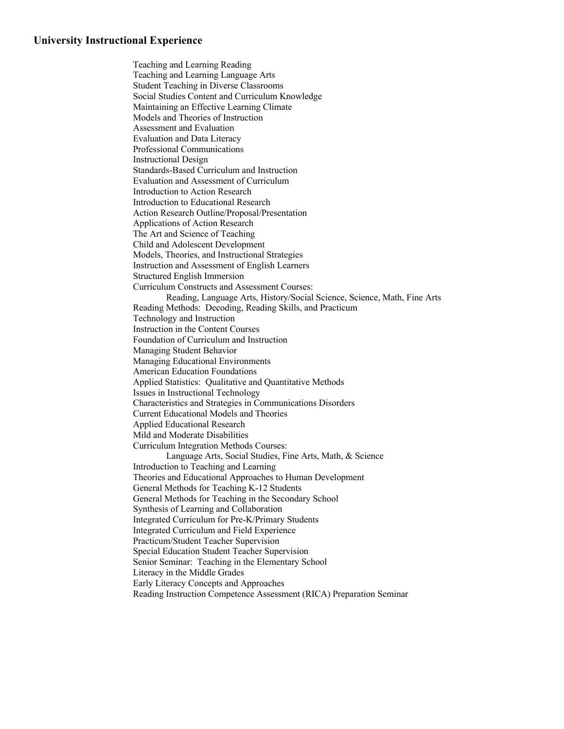## University Instructional Experience

Teaching and Learning Reading
Teaching and Learning Language Arts
Student Teaching in Diverse Classrooms
Social Studies Content and Curriculum Knowledge
Maintaining an Effective Learning Climate
Models and Theories of Instruction
Assessment and Evaluation
Evaluation and Data Literacy
Professional Communications
Instructional Design
Standards-Based Curriculum and Instruction
Evaluation and Assessment of Curriculum
Introduction to Action Research
Introduction to Educational Research
Action Research Outline/Proposal/Presentation
Applications of Action Research
The Art and Science of Teaching
Child and Adolescent Development
Models, Theories, and Instructional Strategies
Instruction and Assessment of English Learners
Structured English Immersion
Curriculum Constructs and Assessment Courses:
    Reading, Language Arts, History/Social Science, Science, Math, Fine Arts
Reading Methods: Decoding, Reading Skills, and Practicum
Technology and Instruction
Instruction in the Content Courses
Foundation of Curriculum and Instruction
Managing Student Behavior
Managing Educational Environments
American Education Foundations
Applied Statistics: Qualitative and Quantitative Methods
Issues in Instructional Technology
Characteristics and Strategies in Communications Disorders
Current Educational Models and Theories
Applied Educational Research
Mild and Moderate Disabilities
Curriculum Integration Methods Courses:
    Language Arts, Social Studies, Fine Arts, Math, & Science
Introduction to Teaching and Learning
Theories and Educational Approaches to Human Development
General Methods for Teaching K-12 Students
General Methods for Teaching in the Secondary School
Synthesis of Learning and Collaboration
Integrated Curriculum for Pre-K/Primary Students
Integrated Curriculum and Field Experience
Practicum/Student Teacher Supervision
Special Education Student Teacher Supervision
Senior Seminar: Teaching in the Elementary School
Literacy in the Middle Grades
Early Literacy Concepts and Approaches
Reading Instruction Competence Assessment (RICA) Preparation Seminar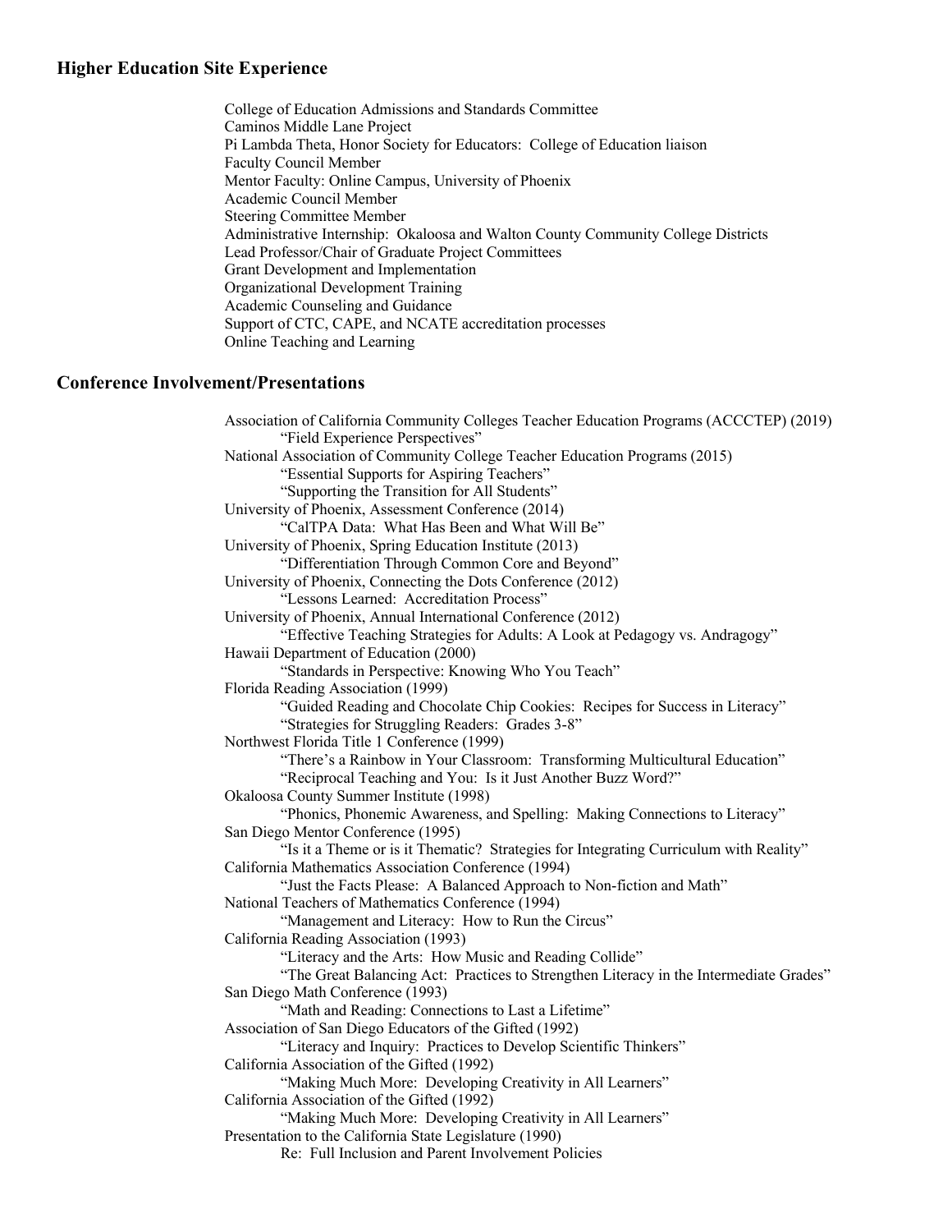## Higher Education Site Experience

College of Education Admissions and Standards Committee
Caminos Middle Lane Project
Pi Lambda Theta, Honor Society for Educators: College of Education liaison
Faculty Council Member
Mentor Faculty: Online Campus, University of Phoenix
Academic Council Member
Steering Committee Member
Administrative Internship: Okaloosa and Walton County Community College Districts
Lead Professor/Chair of Graduate Project Committees
Grant Development and Implementation
Organizational Development Training
Academic Counseling and Guidance
Support of CTC, CAPE, and NCATE accreditation processes
Online Teaching and Learning

## Conference Involvement/Presentations

Association of California Community Colleges Teacher Education Programs (ACCCTEP) (2019)
- "Field Experience Perspectives"

National Association of Community College Teacher Education Programs (2015)
- "Essential Supports for Aspiring Teachers"
- "Supporting the Transition for All Students"

University of Phoenix, Assessment Conference (2014)
- "CalTPA Data: What Has Been and What Will Be"

University of Phoenix, Spring Education Institute (2013)
- "Differentiation Through Common Core and Beyond"

University of Phoenix, Connecting the Dots Conference (2012)
- "Lessons Learned: Accreditation Process"

University of Phoenix, Annual International Conference (2012)
- "Effective Teaching Strategies for Adults: A Look at Pedagogy vs. Andragogy"

Hawaii Department of Education (2000)
- "Standards in Perspective: Knowing Who You Teach"

Florida Reading Association (1999)
- "Guided Reading and Chocolate Chip Cookies: Recipes for Success in Literacy"
- "Strategies for Struggling Readers: Grades 3-8"

Northwest Florida Title 1 Conference (1999)
- "There's a Rainbow in Your Classroom: Transforming Multicultural Education"
- "Reciprocal Teaching and You: Is it Just Another Buzz Word?"

Okaloosa County Summer Institute (1998)
- "Phonics, Phonemic Awareness, and Spelling: Making Connections to Literacy"

San Diego Mentor Conference (1995)
- "Is it a Theme or is it Thematic? Strategies for Integrating Curriculum with Reality"

California Mathematics Association Conference (1994)
- "Just the Facts Please: A Balanced Approach to Non-fiction and Math"

National Teachers of Mathematics Conference (1994)
- "Management and Literacy: How to Run the Circus"

California Reading Association (1993)
- "Literacy and the Arts: How Music and Reading Collide"
- "The Great Balancing Act: Practices to Strengthen Literacy in the Intermediate Grades"

San Diego Math Conference (1993)
- "Math and Reading: Connections to Last a Lifetime"

Association of San Diego Educators of the Gifted (1992)
- "Literacy and Inquiry: Practices to Develop Scientific Thinkers"

California Association of the Gifted (1992)
- "Making Much More: Developing Creativity in All Learners"

California Association of the Gifted (1992)
- "Making Much More: Developing Creativity in All Learners"

Presentation to the California State Legislature (1990)
- Re: Full Inclusion and Parent Involvement Policies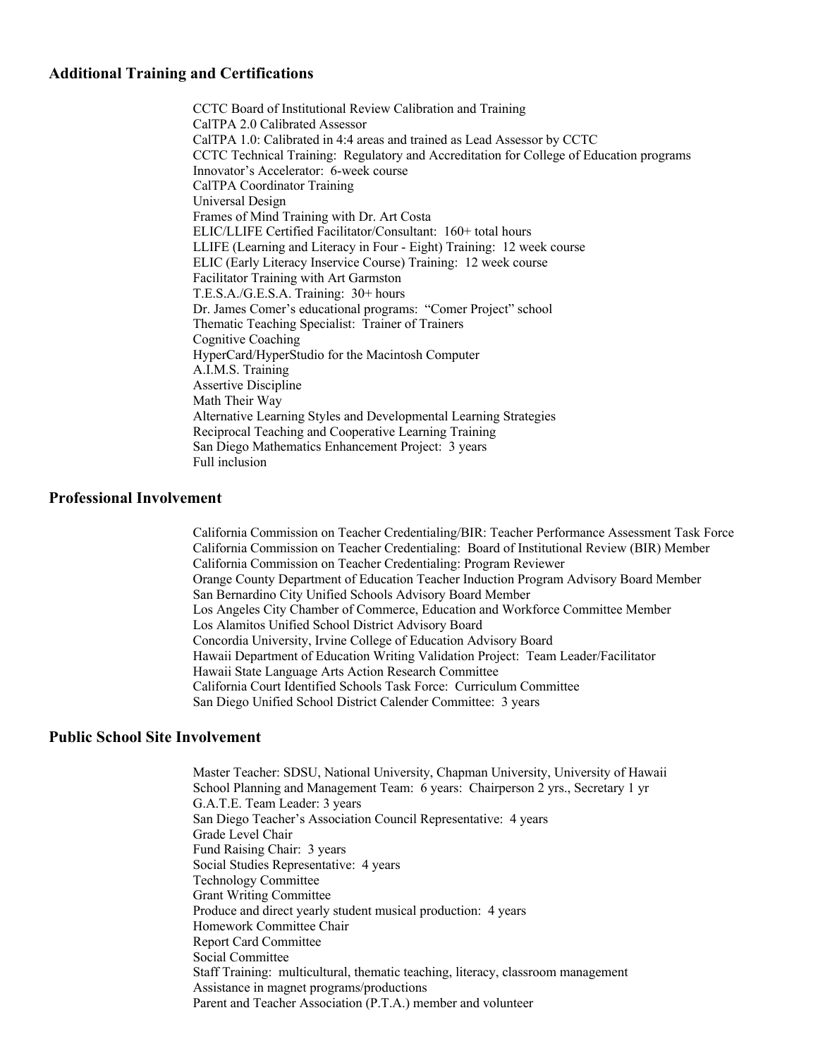## Additional Training and Certifications

CCTC Board of Institutional Review Calibration and Training
CalTPA 2.0 Calibrated Assessor
CalTPA 1.0: Calibrated in 4:4 areas and trained as Lead Assessor by CCTC
CCTC Technical Training: Regulatory and Accreditation for College of Education programs
Innovator's Accelerator: 6-week course
CalTPA Coordinator Training
Universal Design
Frames of Mind Training with Dr. Art Costa
ELIC/LLIFE Certified Facilitator/Consultant: 160+ total hours
LLIFE (Learning and Literacy in Four - Eight) Training: 12 week course
ELIC (Early Literacy Inservice Course) Training: 12 week course
Facilitator Training with Art Garmston
T.E.S.A./G.E.S.A. Training: 30+ hours
Dr. James Comer's educational programs: "Comer Project" school
Thematic Teaching Specialist: Trainer of Trainers
Cognitive Coaching
HyperCard/HyperStudio for the Macintosh Computer
A.I.M.S. Training
Assertive Discipline
Math Their Way
Alternative Learning Styles and Developmental Learning Strategies
Reciprocal Teaching and Cooperative Learning Training
San Diego Mathematics Enhancement Project: 3 years
Full inclusion

## Professional Involvement

California Commission on Teacher Credentialing/BIR: Teacher Performance Assessment Task Force
California Commission on Teacher Credentialing: Board of Institutional Review (BIR) Member
California Commission on Teacher Credentialing: Program Reviewer
Orange County Department of Education Teacher Induction Program Advisory Board Member
San Bernardino City Unified Schools Advisory Board Member
Los Angeles City Chamber of Commerce, Education and Workforce Committee Member
Los Alamitos Unified School District Advisory Board
Concordia University, Irvine College of Education Advisory Board
Hawaii Department of Education Writing Validation Project: Team Leader/Facilitator
Hawaii State Language Arts Action Research Committee
California Court Identified Schools Task Force: Curriculum Committee
San Diego Unified School District Calender Committee: 3 years

## Public School Site Involvement

Master Teacher: SDSU, National University, Chapman University, University of Hawaii
School Planning and Management Team: 6 years: Chairperson 2 yrs., Secretary 1 yr
G.A.T.E. Team Leader: 3 years
San Diego Teacher's Association Council Representative: 4 years
Grade Level Chair
Fund Raising Chair: 3 years
Social Studies Representative: 4 years
Technology Committee
Grant Writing Committee
Produce and direct yearly student musical production: 4 years
Homework Committee Chair
Report Card Committee
Social Committee
Staff Training: multicultural, thematic teaching, literacy, classroom management
Assistance in magnet programs/productions
Parent and Teacher Association (P.T.A.) member and volunteer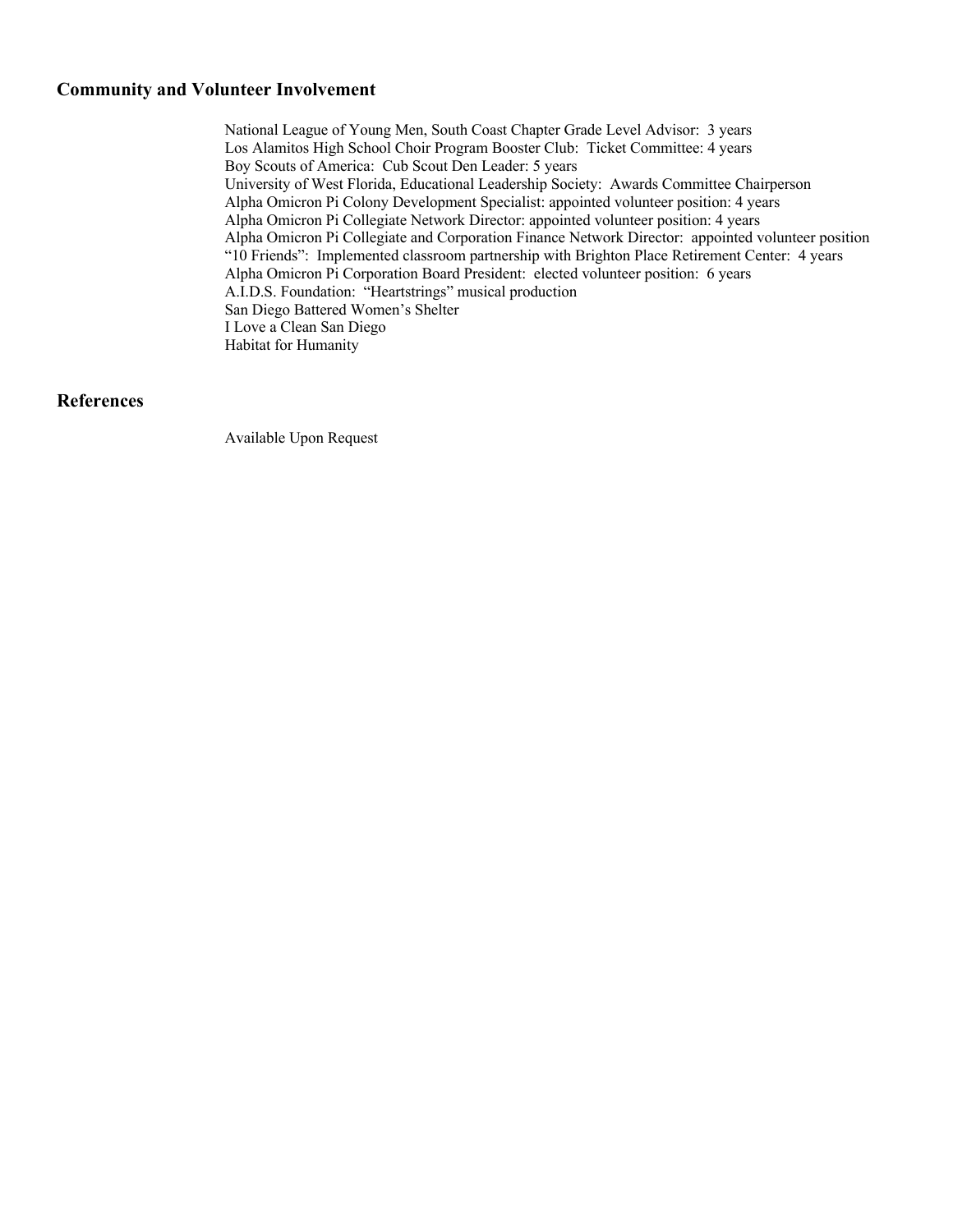## Community and Volunteer Involvement

National League of Young Men, South Coast Chapter Grade Level Advisor: 3 years
Los Alamitos High School Choir Program Booster Club: Ticket Committee: 4 years
Boy Scouts of America: Cub Scout Den Leader: 5 years
University of West Florida, Educational Leadership Society: Awards Committee Chairperson
Alpha Omicron Pi Colony Development Specialist: appointed volunteer position: 4 years
Alpha Omicron Pi Collegiate Network Director: appointed volunteer position: 4 years
Alpha Omicron Pi Collegiate and Corporation Finance Network Director: appointed volunteer position
"10 Friends": Implemented classroom partnership with Brighton Place Retirement Center: 4 years
Alpha Omicron Pi Corporation Board President: elected volunteer position: 6 years
A.I.D.S. Foundation: "Heartstrings" musical production
San Diego Battered Women's Shelter
I Love a Clean San Diego
Habitat for Humanity

## References

Available Upon Request